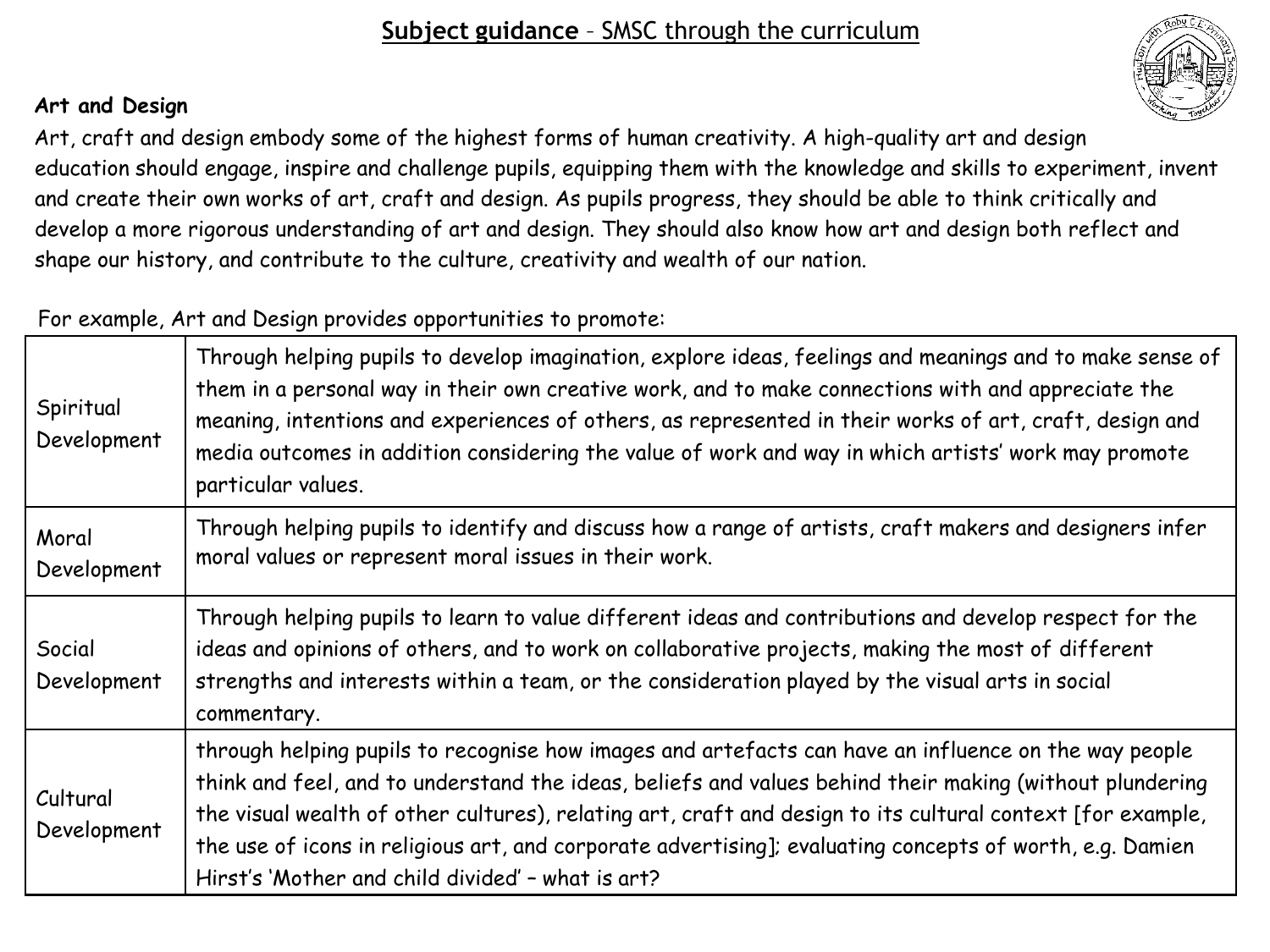# **Subject guidance** - SMSC through the curriculum

## Art and Design

Art, craft and design embody some of the highest forms of human creativity. A high-quality art and design education should engage, inspire and challenge pupils, equipping them with the knowledge and skills to experiment, invent and create their own works of art, craft and design. As pupils progress, they should be able to think critically and develop a more rigorous understanding of art and design. They should also know how art and design both reflect and shape our history, and contribute to the culture, creativity and wealth of our nation.

For example, Art and Design provides opportunities to promote:

| | |
|---|---|
| Spiritual Development | Through helping pupils to develop imagination, explore ideas, feelings and meanings and to make sense of them in a personal way in their own creative work, and to make connections with and appreciate the meaning, intentions and experiences of others, as represented in their works of art, craft, design and media outcomes in addition considering the value of work and way in which artists' work may promote particular values. |
| Moral Development | Through helping pupils to identify and discuss how a range of artists, craft makers and designers infer moral values or represent moral issues in their work. |
| Social Development | Through helping pupils to learn to value different ideas and contributions and develop respect for the ideas and opinions of others, and to work on collaborative projects, making the most of different strengths and interests within a team, or the consideration played by the visual arts in social commentary. |
| Cultural Development | through helping pupils to recognise how images and artefacts can have an influence on the way people think and feel, and to understand the ideas, beliefs and values behind their making (without plundering the visual wealth of other cultures), relating art, craft and design to its cultural context [for example, the use of icons in religious art, and corporate advertising]; evaluating concepts of worth, e.g. Damien Hirst's 'Mother and child divided' – what is art? |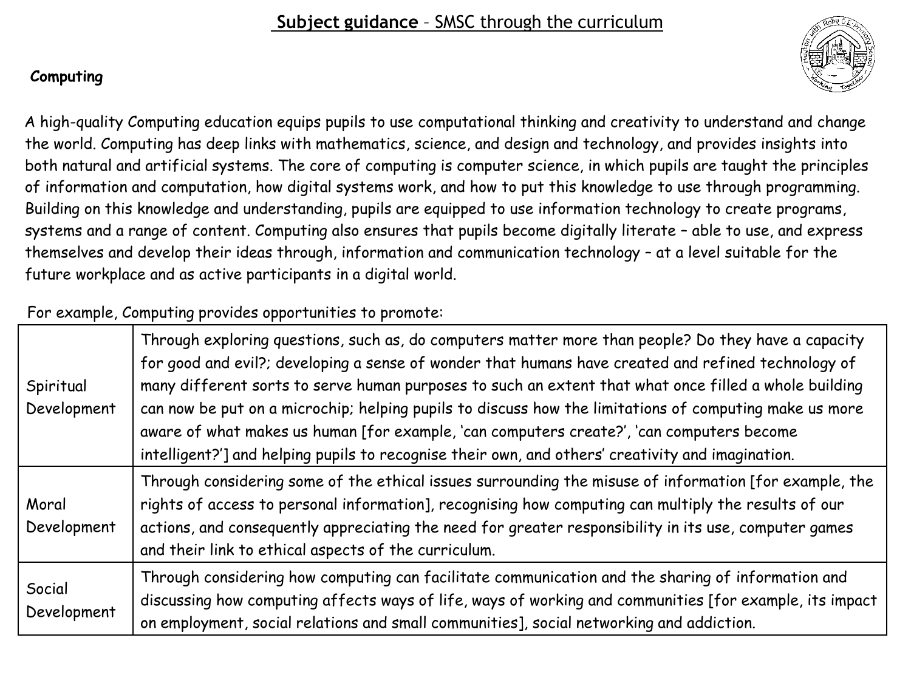# **Subject guidance** – SMSC through the curriculum

**Computing**

A high-quality Computing education equips pupils to use computational thinking and creativity to understand and change the world. Computing has deep links with mathematics, science, and design and technology, and provides insights into both natural and artificial systems. The core of computing is computer science, in which pupils are taught the principles of information and computation, how digital systems work, and how to put this knowledge to use through programming. Building on this knowledge and understanding, pupils are equipped to use information technology to create programs, systems and a range of content. Computing also ensures that pupils become digitally literate – able to use, and express themselves and develop their ideas through, information and communication technology – at a level suitable for the future workplace and as active participants in a digital world.

For example, Computing provides opportunities to promote:

| | |
|---|---|
| Spiritual Development | Through exploring questions, such as, do computers matter more than people? Do they have a capacity for good and evil?; developing a sense of wonder that humans have created and refined technology of many different sorts to serve human purposes to such an extent that what once filled a whole building can now be put on a microchip; helping pupils to discuss how the limitations of computing make us more aware of what makes us human [for example, 'can computers create?', 'can computers become intelligent?'] and helping pupils to recognise their own, and others' creativity and imagination. |
| Moral Development | Through considering some of the ethical issues surrounding the misuse of information [for example, the rights of access to personal information], recognising how computing can multiply the results of our actions, and consequently appreciating the need for greater responsibility in its use, computer games and their link to ethical aspects of the curriculum. |
| Social Development | Through considering how computing can facilitate communication and the sharing of information and discussing how computing affects ways of life, ways of working and communities [for example, its impact on employment, social relations and small communities], social networking and addiction. |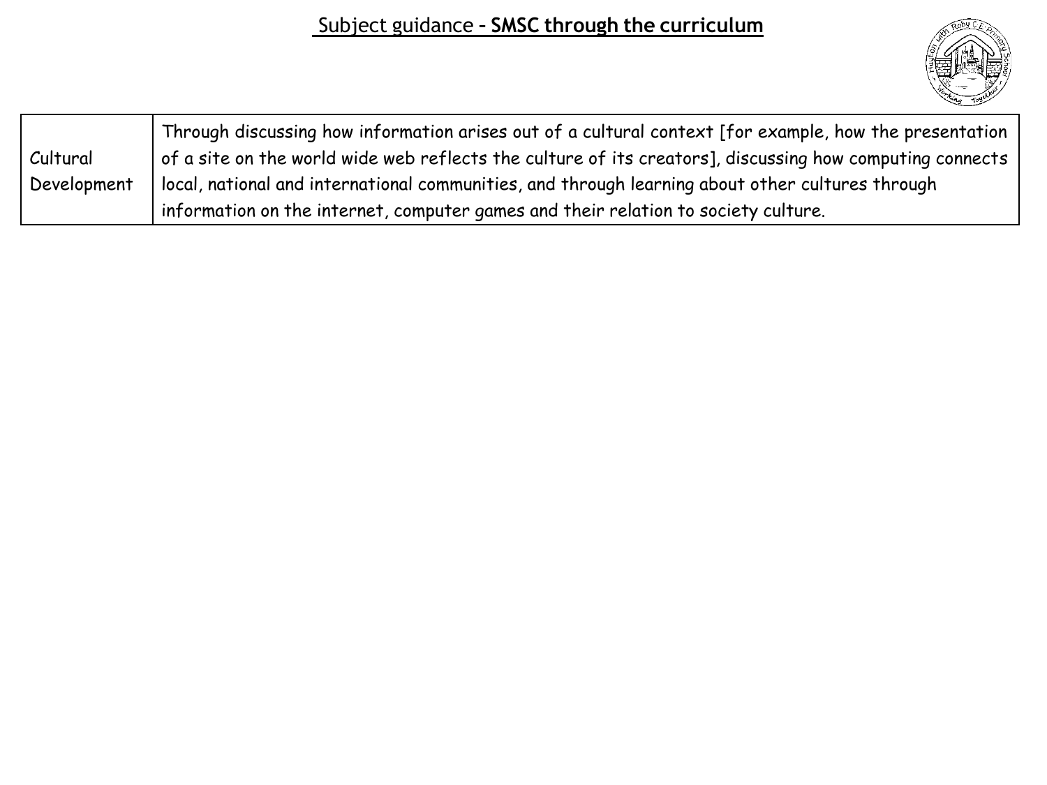| Cultural Development | Through discussing how information arises out of a cultural context [for example, how the presentation of a site on the world wide web reflects the culture of its creators], discussing how computing connects local, national and international communities, and through learning about other cultures through information on the internet, computer games and their relation to society culture. |
|---|---|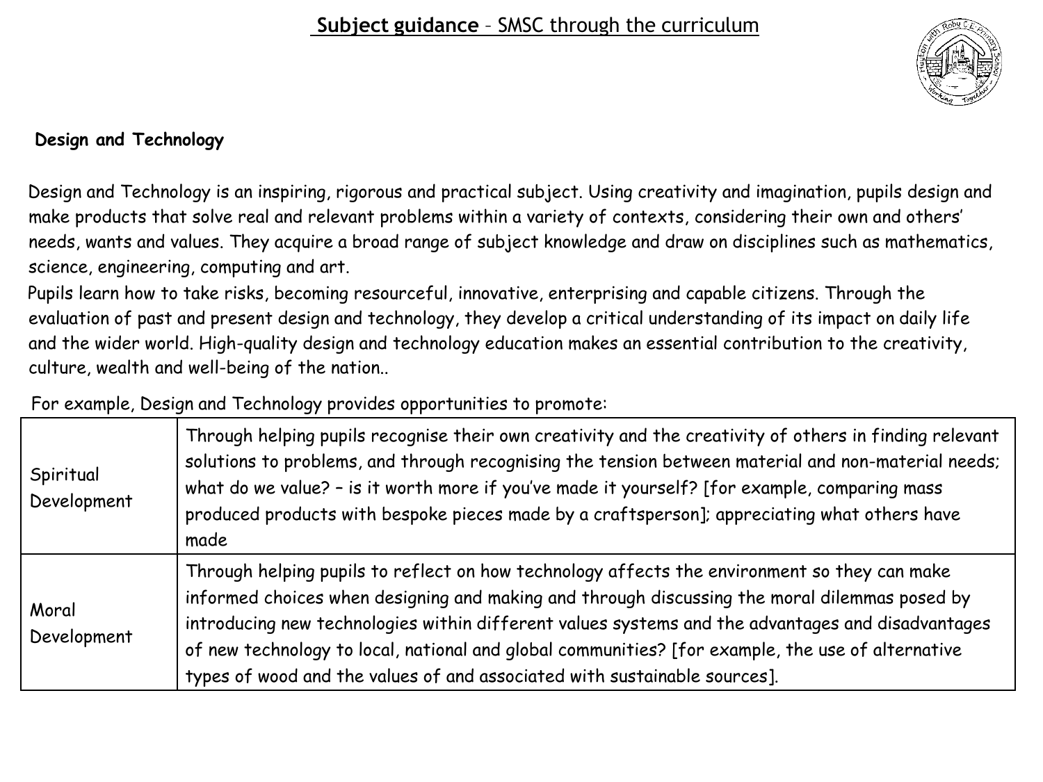**Subject guidance** – SMSC through the curriculum

**Design and Technology**

Design and Technology is an inspiring, rigorous and practical subject. Using creativity and imagination, pupils design and make products that solve real and relevant problems within a variety of contexts, considering their own and others' needs, wants and values. They acquire a broad range of subject knowledge and draw on disciplines such as mathematics, science, engineering, computing and art.

Pupils learn how to take risks, becoming resourceful, innovative, enterprising and capable citizens. Through the evaluation of past and present design and technology, they develop a critical understanding of its impact on daily life and the wider world. High-quality design and technology education makes an essential contribution to the creativity, culture, wealth and well-being of the nation..

For example, Design and Technology provides opportunities to promote:

| | |
|---|---|
| Spiritual Development | Through helping pupils recognise their own creativity and the creativity of others in finding relevant solutions to problems, and through recognising the tension between material and non-material needs; what do we value? – is it worth more if you've made it yourself? [for example, comparing mass produced products with bespoke pieces made by a craftsperson]; appreciating what others have made |
| Moral Development | Through helping pupils to reflect on how technology affects the environment so they can make informed choices when designing and making and through discussing the moral dilemmas posed by introducing new technologies within different values systems and the advantages and disadvantages of new technology to local, national and global communities? [for example, the use of alternative types of wood and the values of and associated with sustainable sources]. |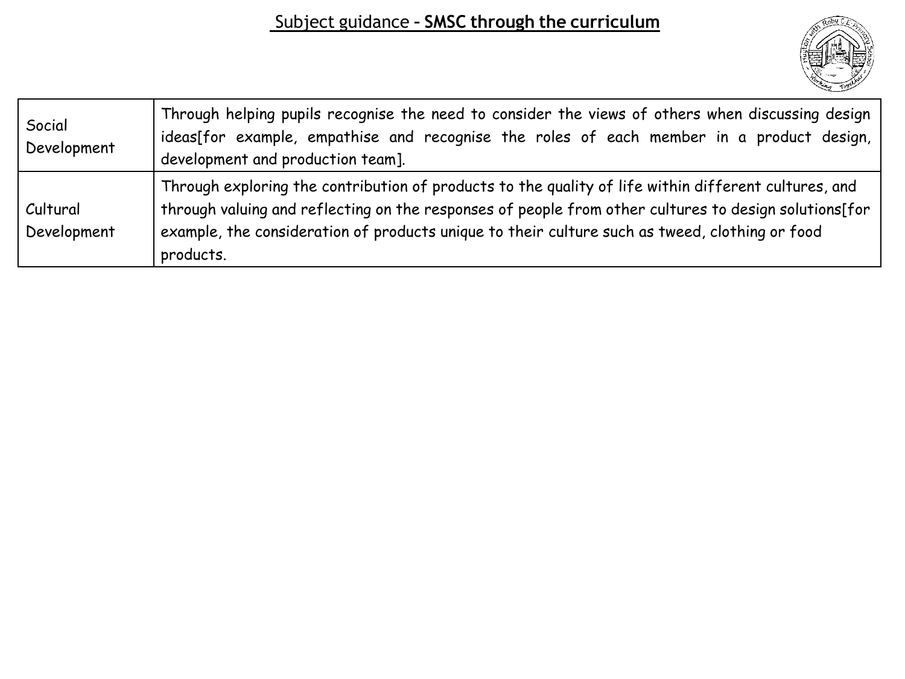## Subject guidance - **SMSC through the curriculum**

| | |
|---|---|
| Social Development | Through helping pupils recognise the need to consider the views of others when discussing design ideas[for example, empathise and recognise the roles of each member in a product design, development and production team]. |
| Cultural Development | Through exploring the contribution of products to the quality of life within different cultures, and through valuing and reflecting on the responses of people from other cultures to design solutions[for example, the consideration of products unique to their culture such as tweed, clothing or food products. |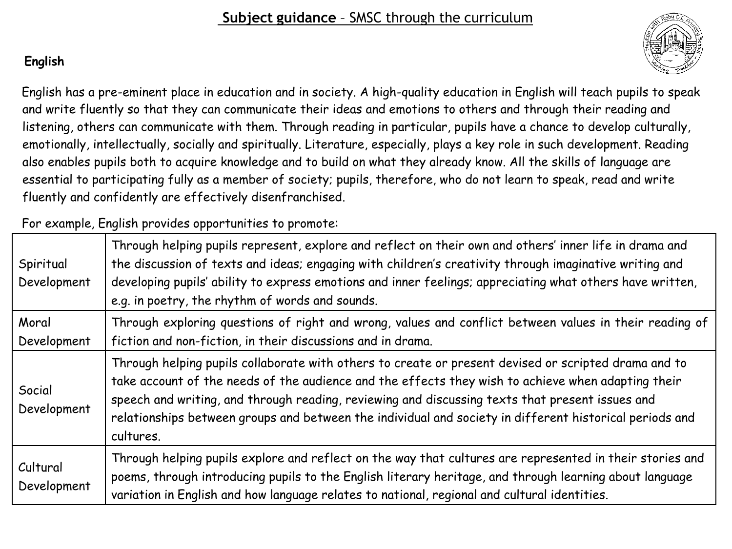## **Subject guidance** – SMSC through the curriculum

### English

English has a pre-eminent place in education and in society. A high-quality education in English will teach pupils to speak and write fluently so that they can communicate their ideas and emotions to others and through their reading and listening, others can communicate with them. Through reading in particular, pupils have a chance to develop culturally, emotionally, intellectually, socially and spiritually. Literature, especially, plays a key role in such development. Reading also enables pupils both to acquire knowledge and to build on what they already know. All the skills of language are essential to participating fully as a member of society; pupils, therefore, who do not learn to speak, read and write fluently and confidently are effectively disenfranchised.

For example, English provides opportunities to promote:

| | |
|---|---|
| Spiritual Development | Through helping pupils represent, explore and reflect on their own and others' inner life in drama and the discussion of texts and ideas; engaging with children's creativity through imaginative writing and developing pupils' ability to express emotions and inner feelings; appreciating what others have written, e.g. in poetry, the rhythm of words and sounds. |
| Moral Development | Through exploring questions of right and wrong, values and conflict between values in their reading of fiction and non-fiction, in their discussions and in drama. |
| Social Development | Through helping pupils collaborate with others to create or present devised or scripted drama and to take account of the needs of the audience and the effects they wish to achieve when adapting their speech and writing, and through reading, reviewing and discussing texts that present issues and relationships between groups and between the individual and society in different historical periods and cultures. |
| Cultural Development | Through helping pupils explore and reflect on the way that cultures are represented in their stories and poems, through introducing pupils to the English literary heritage, and through learning about language variation in English and how language relates to national, regional and cultural identities. |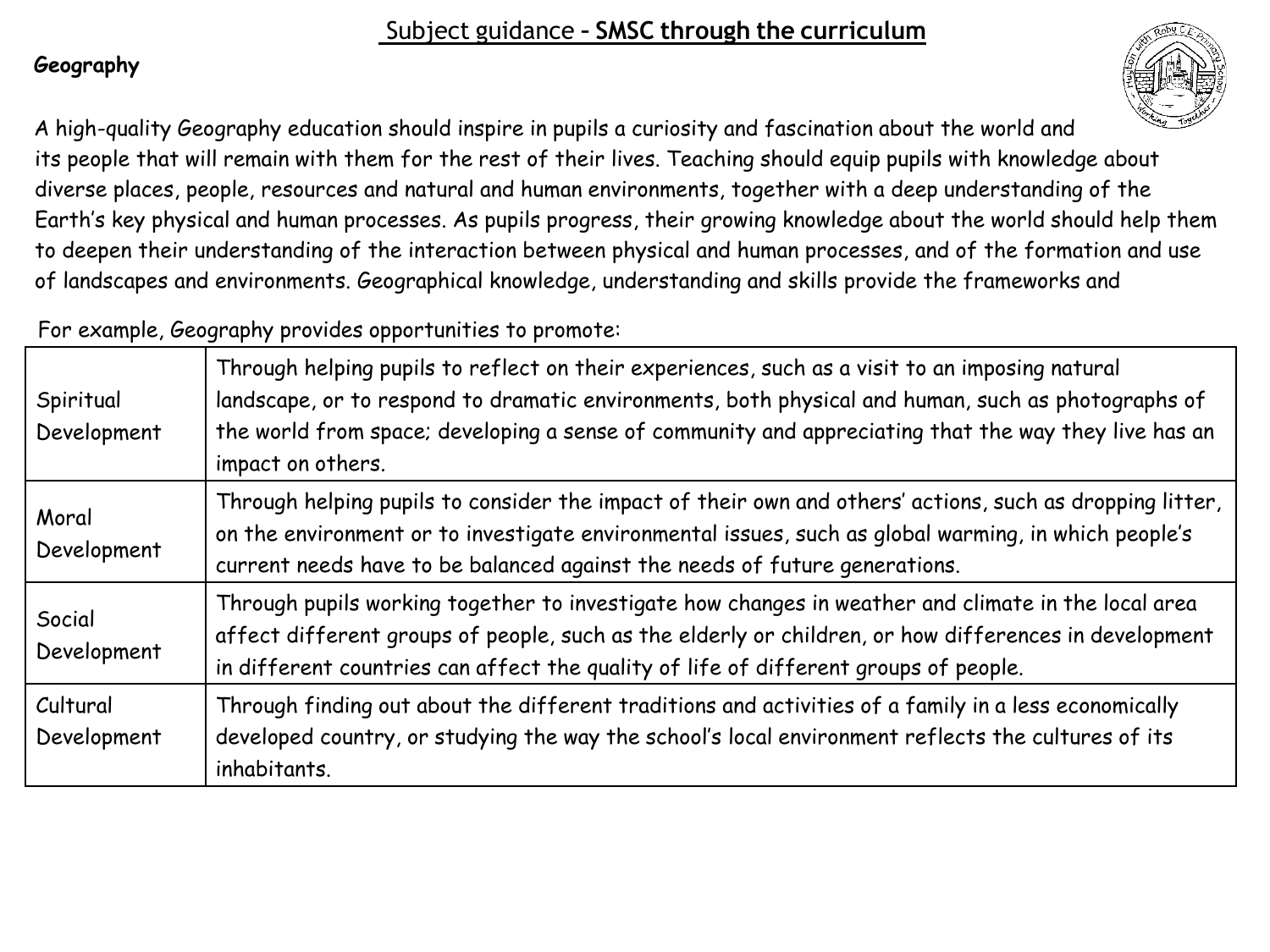# Subject guidance – **SMSC through the curriculum**

## Geography

A high-quality Geography education should inspire in pupils a curiosity and fascination about the world and its people that will remain with them for the rest of their lives. Teaching should equip pupils with knowledge about diverse places, people, resources and natural and human environments, together with a deep understanding of the Earth's key physical and human processes. As pupils progress, their growing knowledge about the world should help them to deepen their understanding of the interaction between physical and human processes, and of the formation and use of landscapes and environments. Geographical knowledge, understanding and skills provide the frameworks and

For example, Geography provides opportunities to promote:

| | |
|---|---|
| Spiritual Development | Through helping pupils to reflect on their experiences, such as a visit to an imposing natural landscape, or to respond to dramatic environments, both physical and human, such as photographs of the world from space; developing a sense of community and appreciating that the way they live has an impact on others. |
| Moral Development | Through helping pupils to consider the impact of their own and others' actions, such as dropping litter, on the environment or to investigate environmental issues, such as global warming, in which people's current needs have to be balanced against the needs of future generations. |
| Social Development | Through pupils working together to investigate how changes in weather and climate in the local area affect different groups of people, such as the elderly or children, or how differences in development in different countries can affect the quality of life of different groups of people. |
| Cultural Development | Through finding out about the different traditions and activities of a family in a less economically developed country, or studying the way the school's local environment reflects the cultures of its inhabitants. |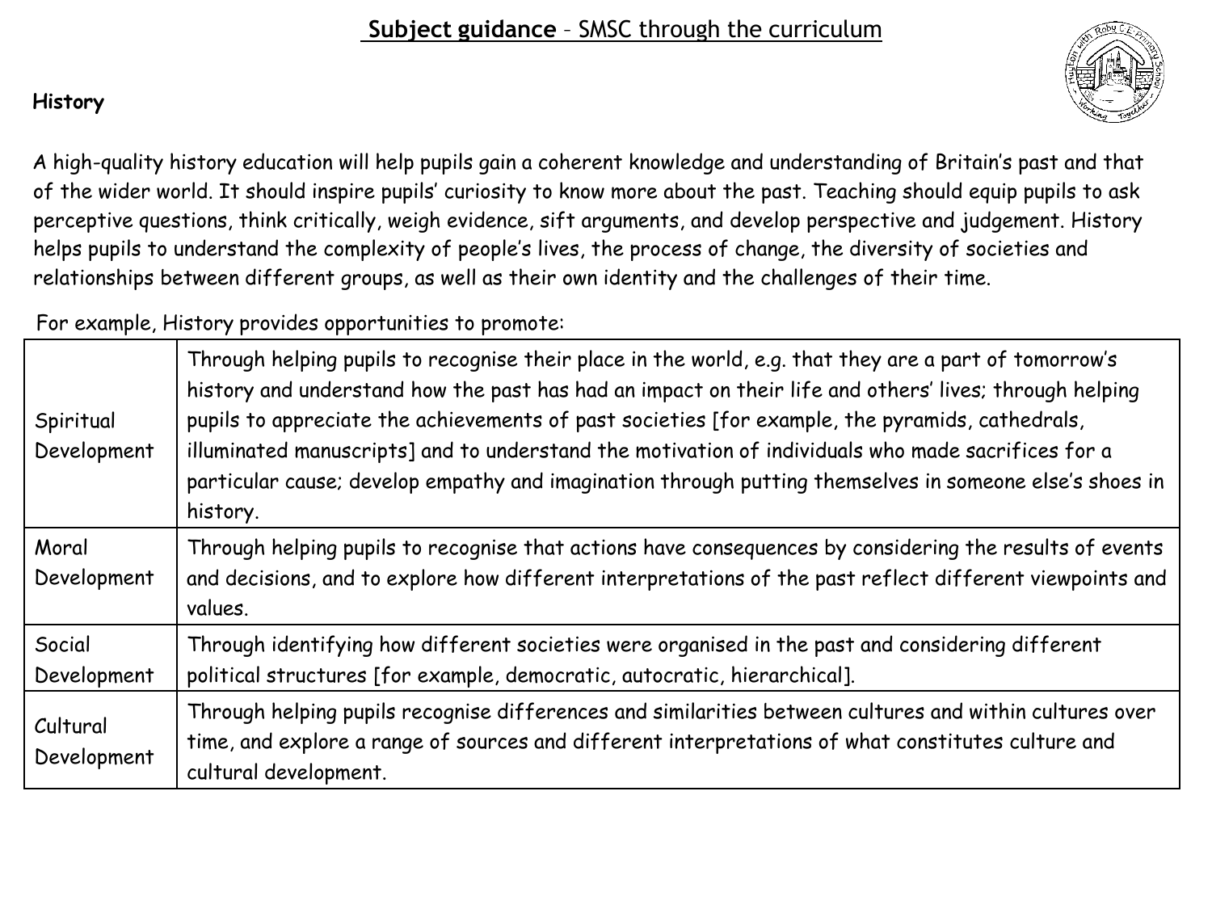# **Subject guidance** – SMSC through the curriculum

**History**

A high-quality history education will help pupils gain a coherent knowledge and understanding of Britain's past and that of the wider world. It should inspire pupils' curiosity to know more about the past. Teaching should equip pupils to ask perceptive questions, think critically, weigh evidence, sift arguments, and develop perspective and judgement. History helps pupils to understand the complexity of people's lives, the process of change, the diversity of societies and relationships between different groups, as well as their own identity and the challenges of their time.

For example, History provides opportunities to promote:

| | |
|---|---|
| Spiritual Development | Through helping pupils to recognise their place in the world, e.g. that they are a part of tomorrow's history and understand how the past has had an impact on their life and others' lives; through helping pupils to appreciate the achievements of past societies [for example, the pyramids, cathedrals, illuminated manuscripts] and to understand the motivation of individuals who made sacrifices for a particular cause; develop empathy and imagination through putting themselves in someone else's shoes in history. |
| Moral Development | Through helping pupils to recognise that actions have consequences by considering the results of events and decisions, and to explore how different interpretations of the past reflect different viewpoints and values. |
| Social Development | Through identifying how different societies were organised in the past and considering different political structures [for example, democratic, autocratic, hierarchical]. |
| Cultural Development | Through helping pupils recognise differences and similarities between cultures and within cultures over time, and explore a range of sources and different interpretations of what constitutes culture and cultural development. |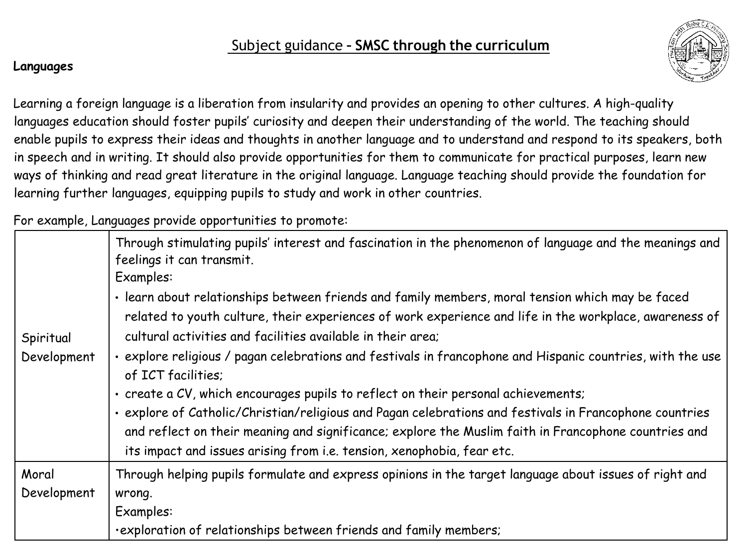# Subject guidance – **SMSC through the curriculum**

**Languages**

Learning a foreign language is a liberation from insularity and provides an opening to other cultures. A high-quality languages education should foster pupils' curiosity and deepen their understanding of the world. The teaching should enable pupils to express their ideas and thoughts in another language and to understand and respond to its speakers, both in speech and in writing. It should also provide opportunities for them to communicate for practical purposes, learn new ways of thinking and read great literature in the original language. Language teaching should provide the foundation for learning further languages, equipping pupils to study and work in other countries.

For example, Languages provide opportunities to promote:

| | |
|---|---|
| Spiritual Development | Through stimulating pupils' interest and fascination in the phenomenon of language and the meanings and feelings it can transmit.<br>Examples:<br>• learn about relationships between friends and family members, moral tension which may be faced related to youth culture, their experiences of work experience and life in the workplace, awareness of cultural activities and facilities available in their area;<br>• explore religious / pagan celebrations and festivals in francophone and Hispanic countries, with the use of ICT facilities;<br>• create a CV, which encourages pupils to reflect on their personal achievements;<br>• explore of Catholic/Christian/religious and Pagan celebrations and festivals in Francophone countries and reflect on their meaning and significance; explore the Muslim faith in Francophone countries and its impact and issues arising from i.e. tension, xenophobia, fear etc. |
| Moral Development | Through helping pupils formulate and express opinions in the target language about issues of right and wrong.<br>Examples:<br>•exploration of relationships between friends and family members; |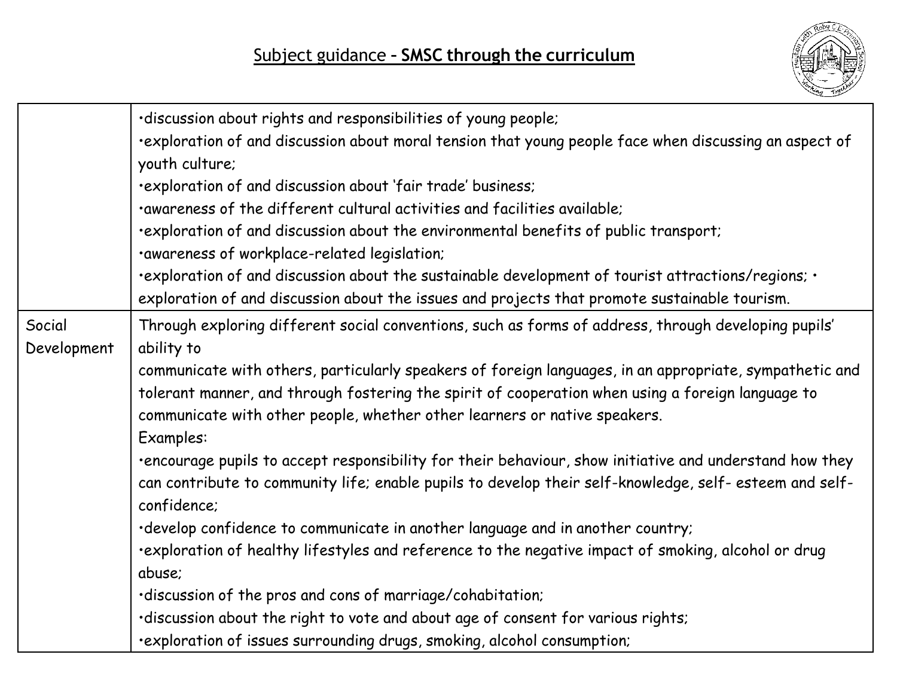## Subject guidance – **SMSC through the curriculum**

| | |
|---|---|
| | •discussion about rights and responsibilities of young people;<br>•exploration of and discussion about moral tension that young people face when discussing an aspect of youth culture;<br>•exploration of and discussion about 'fair trade' business;<br>•awareness of the different cultural activities and facilities available;<br>•exploration of and discussion about the environmental benefits of public transport;<br>•awareness of workplace-related legislation;<br>•exploration of and discussion about the sustainable development of tourist attractions/regions; • exploration of and discussion about the issues and projects that promote sustainable tourism. |
| Social Development | Through exploring different social conventions, such as forms of address, through developing pupils' ability to<br>communicate with others, particularly speakers of foreign languages, in an appropriate, sympathetic and tolerant manner, and through fostering the spirit of cooperation when using a foreign language to communicate with other people, whether other learners or native speakers.<br>Examples:<br>•encourage pupils to accept responsibility for their behaviour, show initiative and understand how they can contribute to community life; enable pupils to develop their self-knowledge, self- esteem and self-confidence;<br>•develop confidence to communicate in another language and in another country;<br>•exploration of healthy lifestyles and reference to the negative impact of smoking, alcohol or drug abuse;<br>•discussion of the pros and cons of marriage/cohabitation;<br>•discussion about the right to vote and about age of consent for various rights;<br>•exploration of issues surrounding drugs, smoking, alcohol consumption; |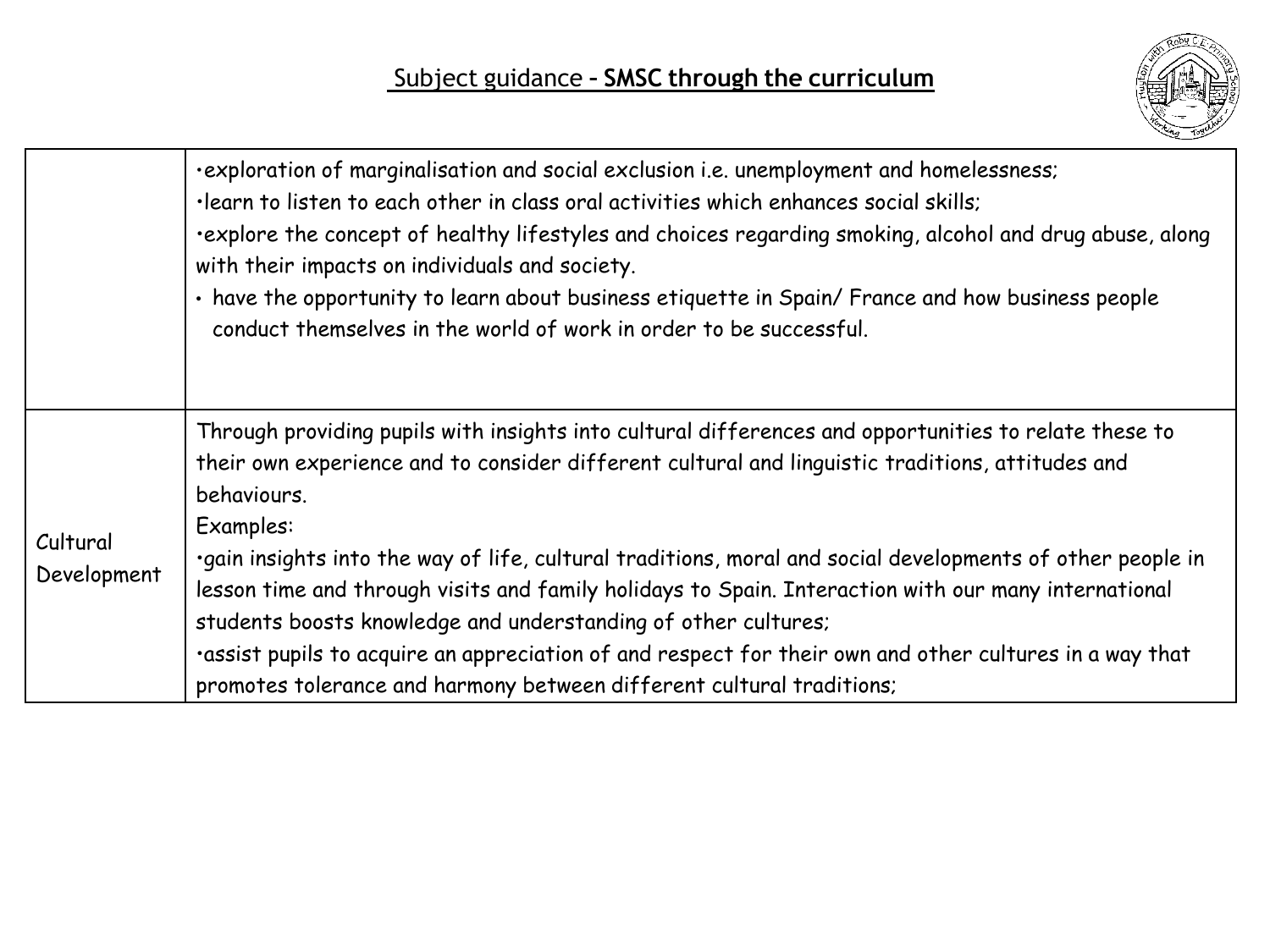## Subject guidance – **SMSC through the curriculum**

| | |
|---|---|
| | •exploration of marginalisation and social exclusion i.e. unemployment and homelessness;<br>•learn to listen to each other in class oral activities which enhances social skills;<br>•explore the concept of healthy lifestyles and choices regarding smoking, alcohol and drug abuse, along with their impacts on individuals and society.<br>• have the opportunity to learn about business etiquette in Spain/ France and how business people conduct themselves in the world of work in order to be successful. |
| Cultural Development | Through providing pupils with insights into cultural differences and opportunities to relate these to their own experience and to consider different cultural and linguistic traditions, attitudes and behaviours.<br>Examples:<br>•gain insights into the way of life, cultural traditions, moral and social developments of other people in lesson time and through visits and family holidays to Spain. Interaction with our many international students boosts knowledge and understanding of other cultures;<br>•assist pupils to acquire an appreciation of and respect for their own and other cultures in a way that promotes tolerance and harmony between different cultural traditions; |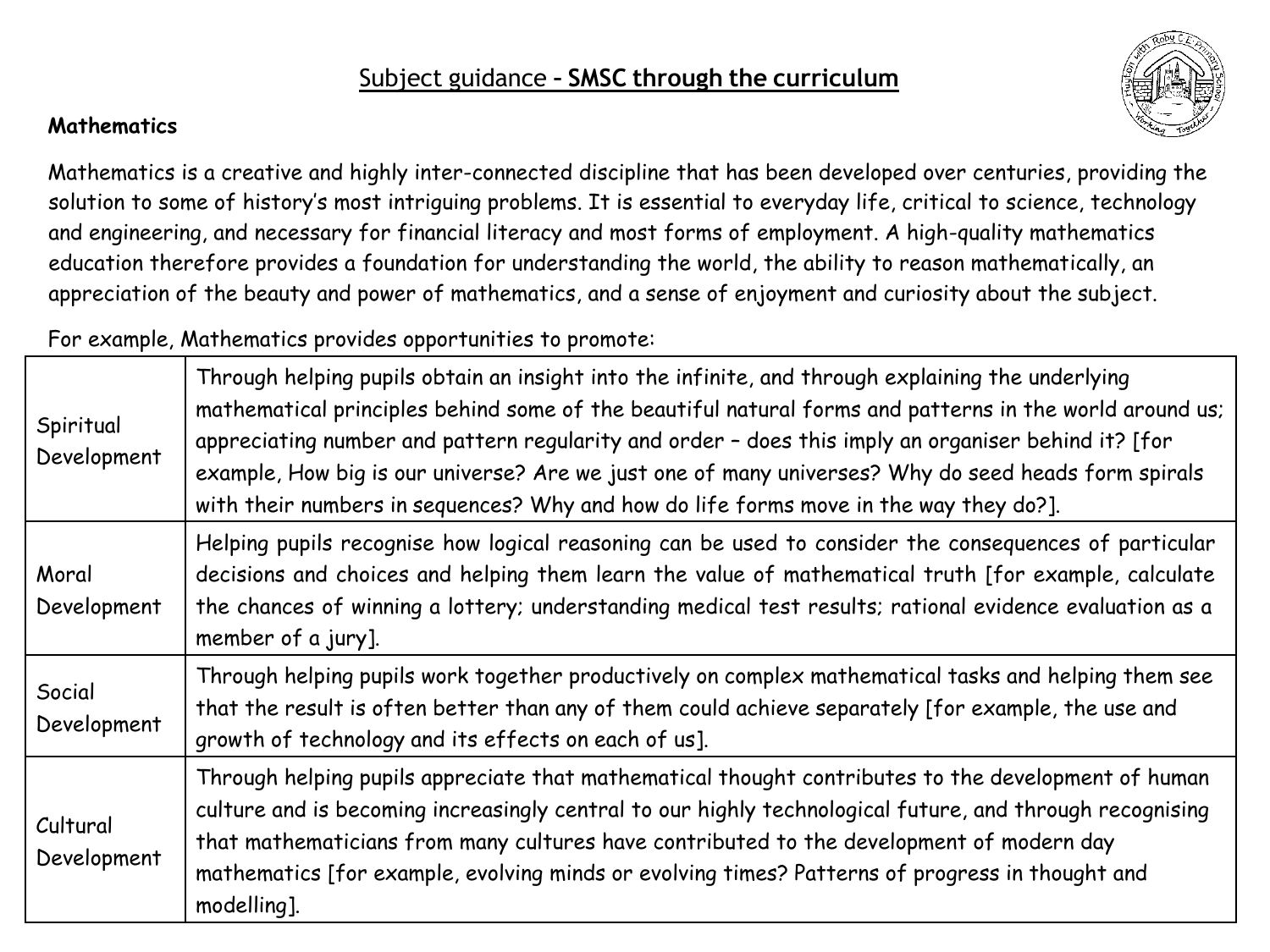# Subject guidance – **SMSC through the curriculum**

**Mathematics**

Mathematics is a creative and highly inter-connected discipline that has been developed over centuries, providing the solution to some of history's most intriguing problems. It is essential to everyday life, critical to science, technology and engineering, and necessary for financial literacy and most forms of employment. A high-quality mathematics education therefore provides a foundation for understanding the world, the ability to reason mathematically, an appreciation of the beauty and power of mathematics, and a sense of enjoyment and curiosity about the subject.

For example, Mathematics provides opportunities to promote:

| | |
|---|---|
| Spiritual Development | Through helping pupils obtain an insight into the infinite, and through explaining the underlying mathematical principles behind some of the beautiful natural forms and patterns in the world around us; appreciating number and pattern regularity and order – does this imply an organiser behind it? [for example, How big is our universe? Are we just one of many universes? Why do seed heads form spirals with their numbers in sequences? Why and how do life forms move in the way they do?]. |
| Moral Development | Helping pupils recognise how logical reasoning can be used to consider the consequences of particular decisions and choices and helping them learn the value of mathematical truth [for example, calculate the chances of winning a lottery; understanding medical test results; rational evidence evaluation as a member of a jury]. |
| Social Development | Through helping pupils work together productively on complex mathematical tasks and helping them see that the result is often better than any of them could achieve separately [for example, the use and growth of technology and its effects on each of us]. |
| Cultural Development | Through helping pupils appreciate that mathematical thought contributes to the development of human culture and is becoming increasingly central to our highly technological future, and through recognising that mathematicians from many cultures have contributed to the development of modern day mathematics [for example, evolving minds or evolving times? Patterns of progress in thought and modelling]. |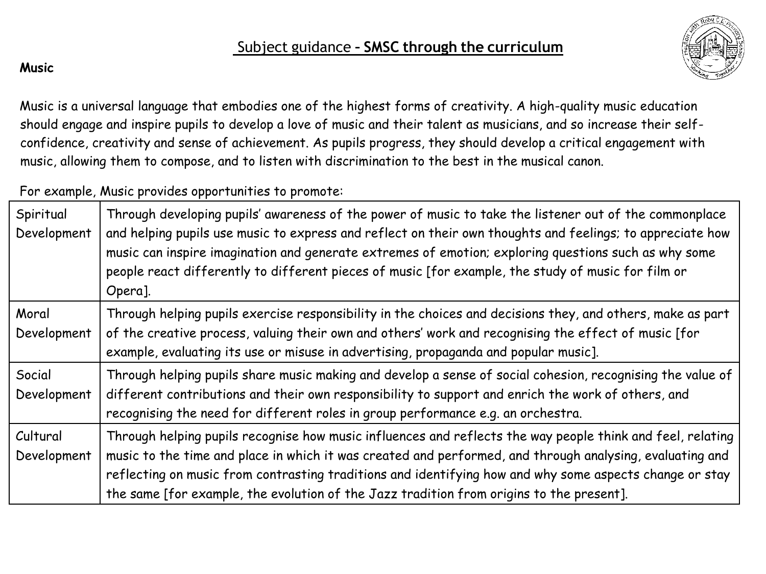# Subject guidance – **SMSC through the curriculum**

**Music**

Music is a universal language that embodies one of the highest forms of creativity. A high-quality music education should engage and inspire pupils to develop a love of music and their talent as musicians, and so increase their self-confidence, creativity and sense of achievement. As pupils progress, they should develop a critical engagement with music, allowing them to compose, and to listen with discrimination to the best in the musical canon.

For example, Music provides opportunities to promote:

| | |
|---|---|
| Spiritual Development | Through developing pupils' awareness of the power of music to take the listener out of the commonplace and helping pupils use music to express and reflect on their own thoughts and feelings; to appreciate how music can inspire imagination and generate extremes of emotion; exploring questions such as why some people react differently to different pieces of music [for example, the study of music for film or Opera]. |
| Moral Development | Through helping pupils exercise responsibility in the choices and decisions they, and others, make as part of the creative process, valuing their own and others' work and recognising the effect of music [for example, evaluating its use or misuse in advertising, propaganda and popular music]. |
| Social Development | Through helping pupils share music making and develop a sense of social cohesion, recognising the value of different contributions and their own responsibility to support and enrich the work of others, and recognising the need for different roles in group performance e.g. an orchestra. |
| Cultural Development | Through helping pupils recognise how music influences and reflects the way people think and feel, relating music to the time and place in which it was created and performed, and through analysing, evaluating and reflecting on music from contrasting traditions and identifying how and why some aspects change or stay the same [for example, the evolution of the Jazz tradition from origins to the present]. |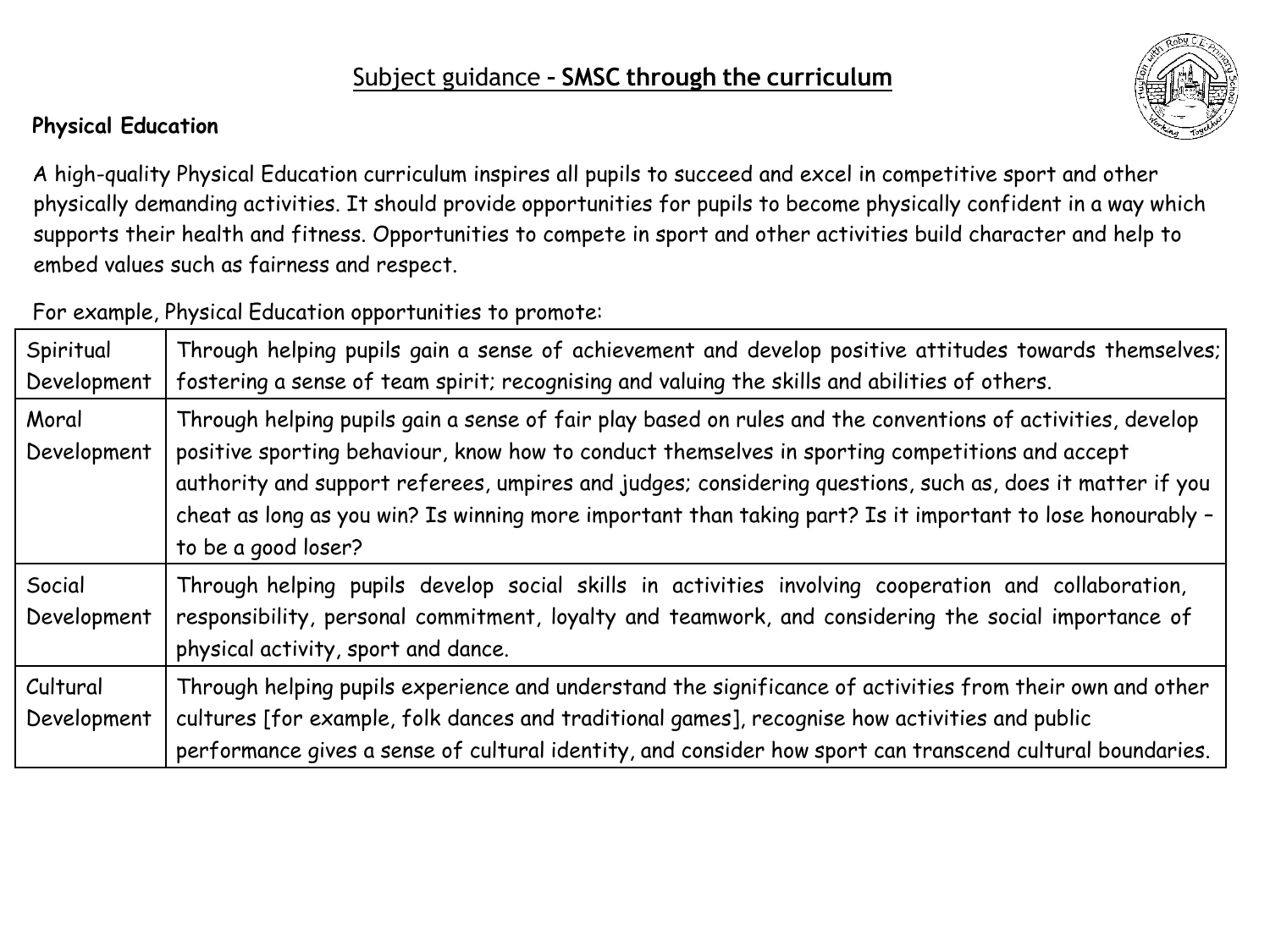# Subject guidance - SMSC through the curriculum

### Physical Education

A high-quality Physical Education curriculum inspires all pupils to succeed and excel in competitive sport and other physically demanding activities. It should provide opportunities for pupils to become physically confident in a way which supports their health and fitness. Opportunities to compete in sport and other activities build character and help to embed values such as fairness and respect.

For example, Physical Education opportunities to promote:

| | |
|---|---|
| Spiritual Development | Through helping pupils gain a sense of achievement and develop positive attitudes towards themselves; fostering a sense of team spirit; recognising and valuing the skills and abilities of others. |
| Moral Development | Through helping pupils gain a sense of fair play based on rules and the conventions of activities, develop positive sporting behaviour, know how to conduct themselves in sporting competitions and accept authority and support referees, umpires and judges; considering questions, such as, does it matter if you cheat as long as you win? Is winning more important than taking part? Is it important to lose honourably – to be a good loser? |
| Social Development | Through helping pupils develop social skills in activities involving cooperation and collaboration, responsibility, personal commitment, loyalty and teamwork, and considering the social importance of physical activity, sport and dance. |
| Cultural Development | Through helping pupils experience and understand the significance of activities from their own and other cultures [for example, folk dances and traditional games], recognise how activities and public performance gives a sense of cultural identity, and consider how sport can transcend cultural boundaries. |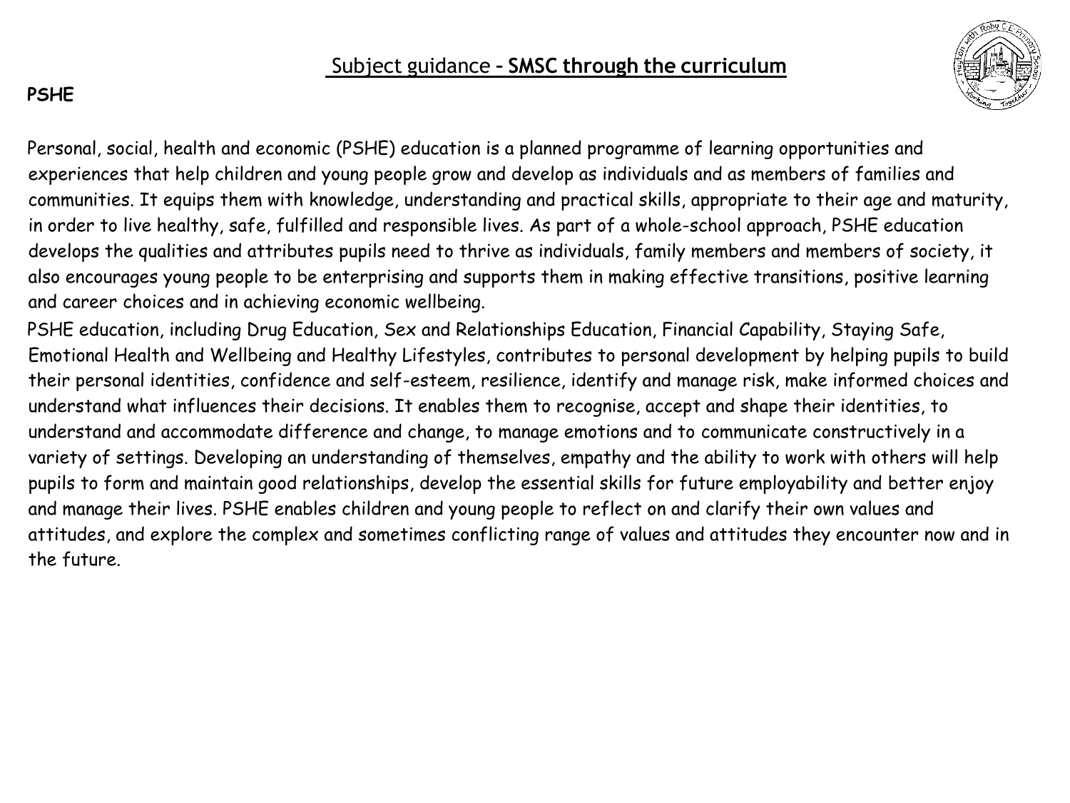# Subject guidance – **SMSC through the curriculum**

## PSHE

Personal, social, health and economic (PSHE) education is a planned programme of learning opportunities and experiences that help children and young people grow and develop as individuals and as members of families and communities. It equips them with knowledge, understanding and practical skills, appropriate to their age and maturity, in order to live healthy, safe, fulfilled and responsible lives. As part of a whole-school approach, PSHE education develops the qualities and attributes pupils need to thrive as individuals, family members and members of society, it also encourages young people to be enterprising and supports them in making effective transitions, positive learning and career choices and in achieving economic wellbeing.

PSHE education, including Drug Education, Sex and Relationships Education, Financial Capability, Staying Safe, Emotional Health and Wellbeing and Healthy Lifestyles, contributes to personal development by helping pupils to build their personal identities, confidence and self-esteem, resilience, identify and manage risk, make informed choices and understand what influences their decisions. It enables them to recognise, accept and shape their identities, to understand and accommodate difference and change, to manage emotions and to communicate constructively in a variety of settings. Developing an understanding of themselves, empathy and the ability to work with others will help pupils to form and maintain good relationships, develop the essential skills for future employability and better enjoy and manage their lives. PSHE enables children and young people to reflect on and clarify their own values and attitudes, and explore the complex and sometimes conflicting range of values and attitudes they encounter now and in the future.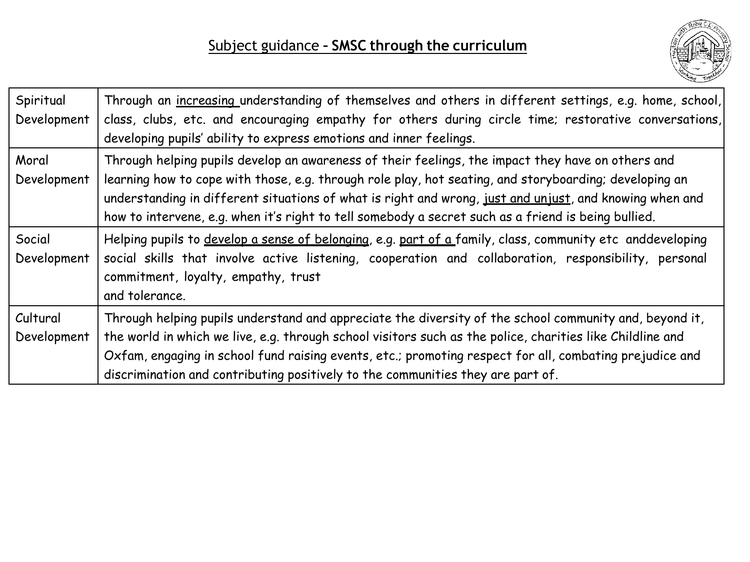# Subject guidance - **SMSC through the curriculum**

| | |
|---|---|
| Spiritual Development | Through an increasing understanding of themselves and others in different settings, e.g. home, school, class, clubs, etc. and encouraging empathy for others during circle time; restorative conversations, developing pupils' ability to express emotions and inner feelings. |
| Moral Development | Through helping pupils develop an awareness of their feelings, the impact they have on others and learning how to cope with those, e.g. through role play, hot seating, and storyboarding; developing an understanding in different situations of what is right and wrong, just and unjust, and knowing when and how to intervene, e.g. when it's right to tell somebody a secret such as a friend is being bullied. |
| Social Development | Helping pupils to develop a sense of belonging, e.g. part of a family, class, community etc anddeveloping social skills that involve active listening, cooperation and collaboration, responsibility, personal commitment, loyalty, empathy, trust and tolerance. |
| Cultural Development | Through helping pupils understand and appreciate the diversity of the school community and, beyond it, the world in which we live, e.g. through school visitors such as the police, charities like Childline and Oxfam, engaging in school fund raising events, etc.; promoting respect for all, combating prejudice and discrimination and contributing positively to the communities they are part of. |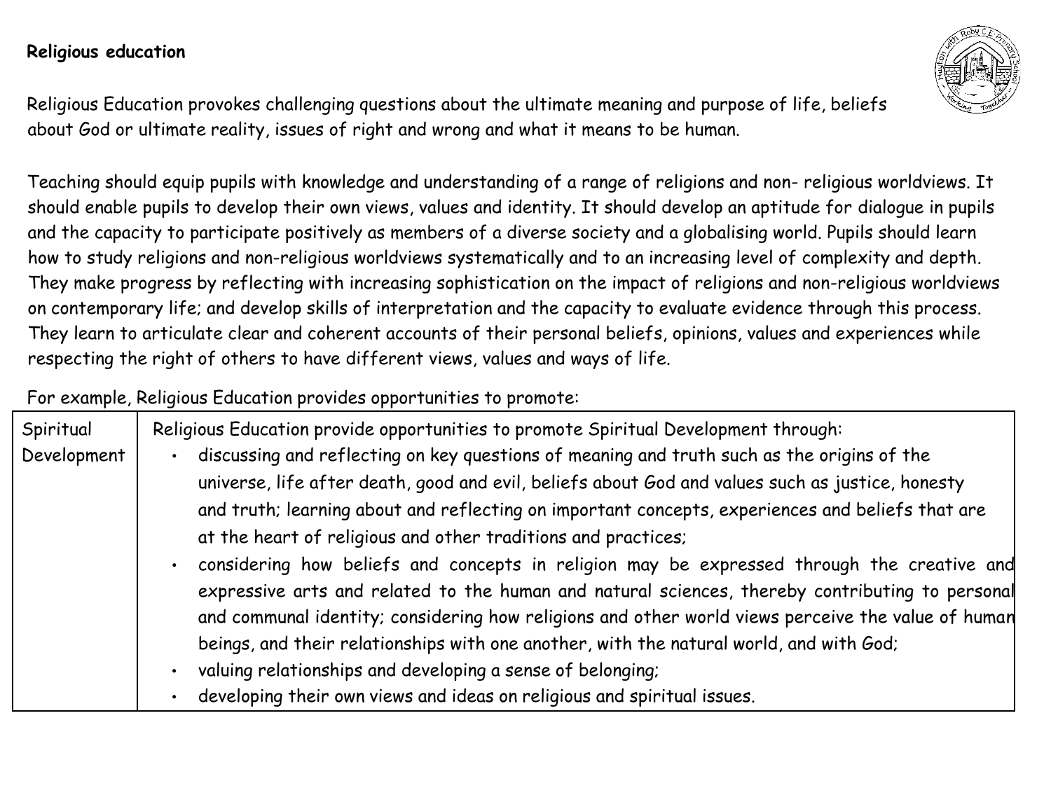## Religious education

Religious Education provokes challenging questions about the ultimate meaning and purpose of life, beliefs about God or ultimate reality, issues of right and wrong and what it means to be human.

Teaching should equip pupils with knowledge and understanding of a range of religions and non- religious worldviews. It should enable pupils to develop their own views, values and identity. It should develop an aptitude for dialogue in pupils and the capacity to participate positively as members of a diverse society and a globalising world. Pupils should learn how to study religions and non-religious worldviews systematically and to an increasing level of complexity and depth. They make progress by reflecting with increasing sophistication on the impact of religions and non-religious worldviews on contemporary life; and develop skills of interpretation and the capacity to evaluate evidence through this process. They learn to articulate clear and coherent accounts of their personal beliefs, opinions, values and experiences while respecting the right of others to have different views, values and ways of life.

For example, Religious Education provides opportunities to promote:

| | |
|---|---|
| Spiritual Development | Religious Education provide opportunities to promote Spiritual Development through:<br>• discussing and reflecting on key questions of meaning and truth such as the origins of the universe, life after death, good and evil, beliefs about God and values such as justice, honesty and truth; learning about and reflecting on important concepts, experiences and beliefs that are at the heart of religious and other traditions and practices;<br>• considering how beliefs and concepts in religion may be expressed through the creative and expressive arts and related to the human and natural sciences, thereby contributing to personal and communal identity; considering how religions and other world views perceive the value of human beings, and their relationships with one another, with the natural world, and with God;<br>• valuing relationships and developing a sense of belonging;<br>• developing their own views and ideas on religious and spiritual issues. |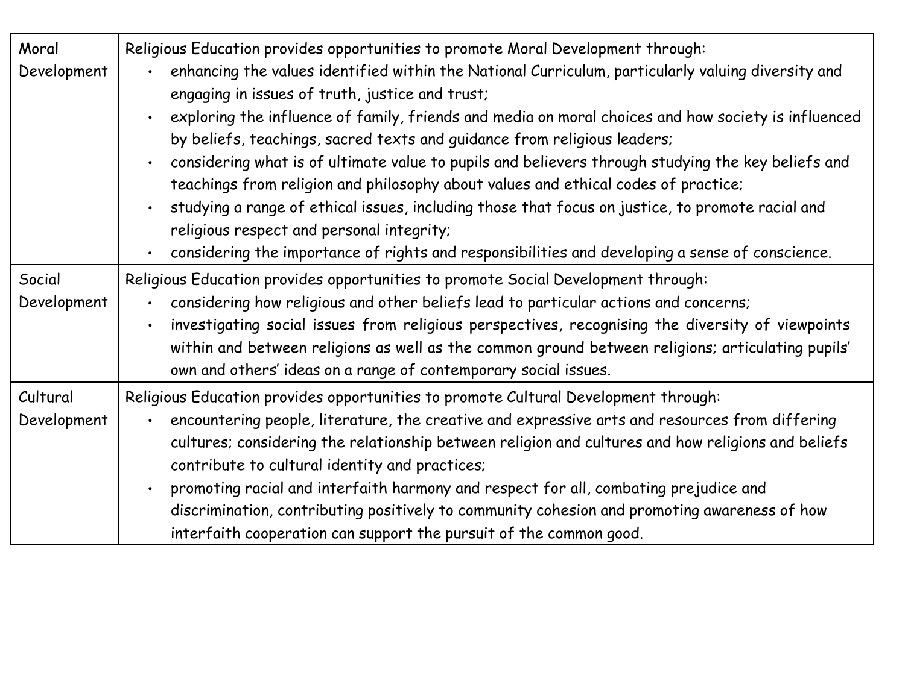| | |
|---|---|
| Moral Development | Religious Education provides opportunities to promote Moral Development through:<br>• enhancing the values identified within the National Curriculum, particularly valuing diversity and engaging in issues of truth, justice and trust;<br>• exploring the influence of family, friends and media on moral choices and how society is influenced by beliefs, teachings, sacred texts and guidance from religious leaders;<br>• considering what is of ultimate value to pupils and believers through studying the key beliefs and teachings from religion and philosophy about values and ethical codes of practice;<br>• studying a range of ethical issues, including those that focus on justice, to promote racial and religious respect and personal integrity;<br>• considering the importance of rights and responsibilities and developing a sense of conscience. |
| Social Development | Religious Education provides opportunities to promote Social Development through:<br>• considering how religious and other beliefs lead to particular actions and concerns;<br>• investigating social issues from religious perspectives, recognising the diversity of viewpoints within and between religions as well as the common ground between religions; articulating pupils' own and others' ideas on a range of contemporary social issues. |
| Cultural Development | Religious Education provides opportunities to promote Cultural Development through:<br>• encountering people, literature, the creative and expressive arts and resources from differing cultures; considering the relationship between religion and cultures and how religions and beliefs contribute to cultural identity and practices;<br>• promoting racial and interfaith harmony and respect for all, combating prejudice and discrimination, contributing positively to community cohesion and promoting awareness of how interfaith cooperation can support the pursuit of the common good. |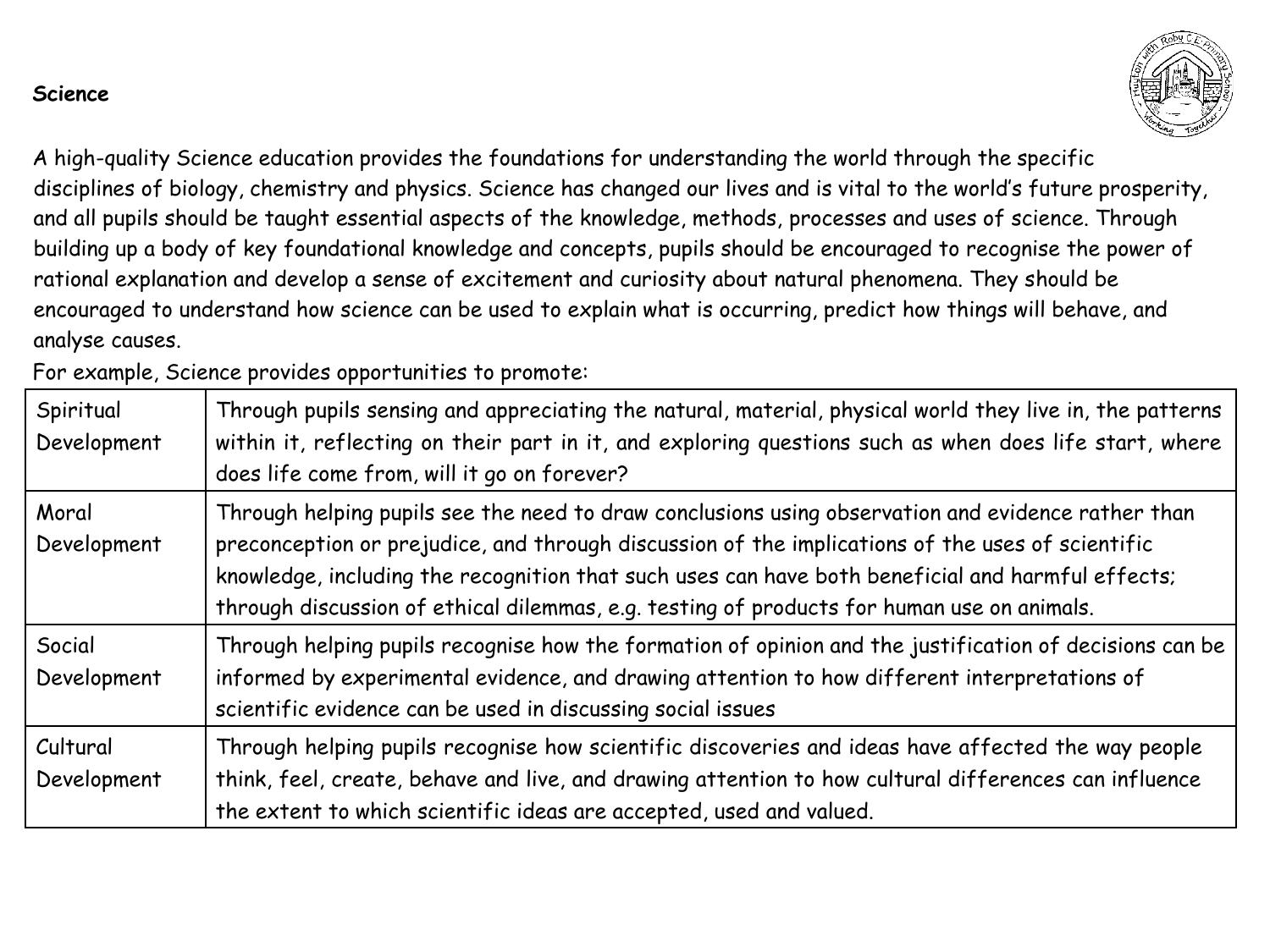**Science**

A high-quality Science education provides the foundations for understanding the world through the specific disciplines of biology, chemistry and physics. Science has changed our lives and is vital to the world's future prosperity, and all pupils should be taught essential aspects of the knowledge, methods, processes and uses of science. Through building up a body of key foundational knowledge and concepts, pupils should be encouraged to recognise the power of rational explanation and develop a sense of excitement and curiosity about natural phenomena. They should be encouraged to understand how science can be used to explain what is occurring, predict how things will behave, and analyse causes.

For example, Science provides opportunities to promote:

| | |
|---|---|
| Spiritual Development | Through pupils sensing and appreciating the natural, material, physical world they live in, the patterns within it, reflecting on their part in it, and exploring questions such as when does life start, where does life come from, will it go on forever? |
| Moral Development | Through helping pupils see the need to draw conclusions using observation and evidence rather than preconception or prejudice, and through discussion of the implications of the uses of scientific knowledge, including the recognition that such uses can have both beneficial and harmful effects; through discussion of ethical dilemmas, e.g. testing of products for human use on animals. |
| Social Development | Through helping pupils recognise how the formation of opinion and the justification of decisions can be informed by experimental evidence, and drawing attention to how different interpretations of scientific evidence can be used in discussing social issues |
| Cultural Development | Through helping pupils recognise how scientific discoveries and ideas have affected the way people think, feel, create, behave and live, and drawing attention to how cultural differences can influence the extent to which scientific ideas are accepted, used and valued. |